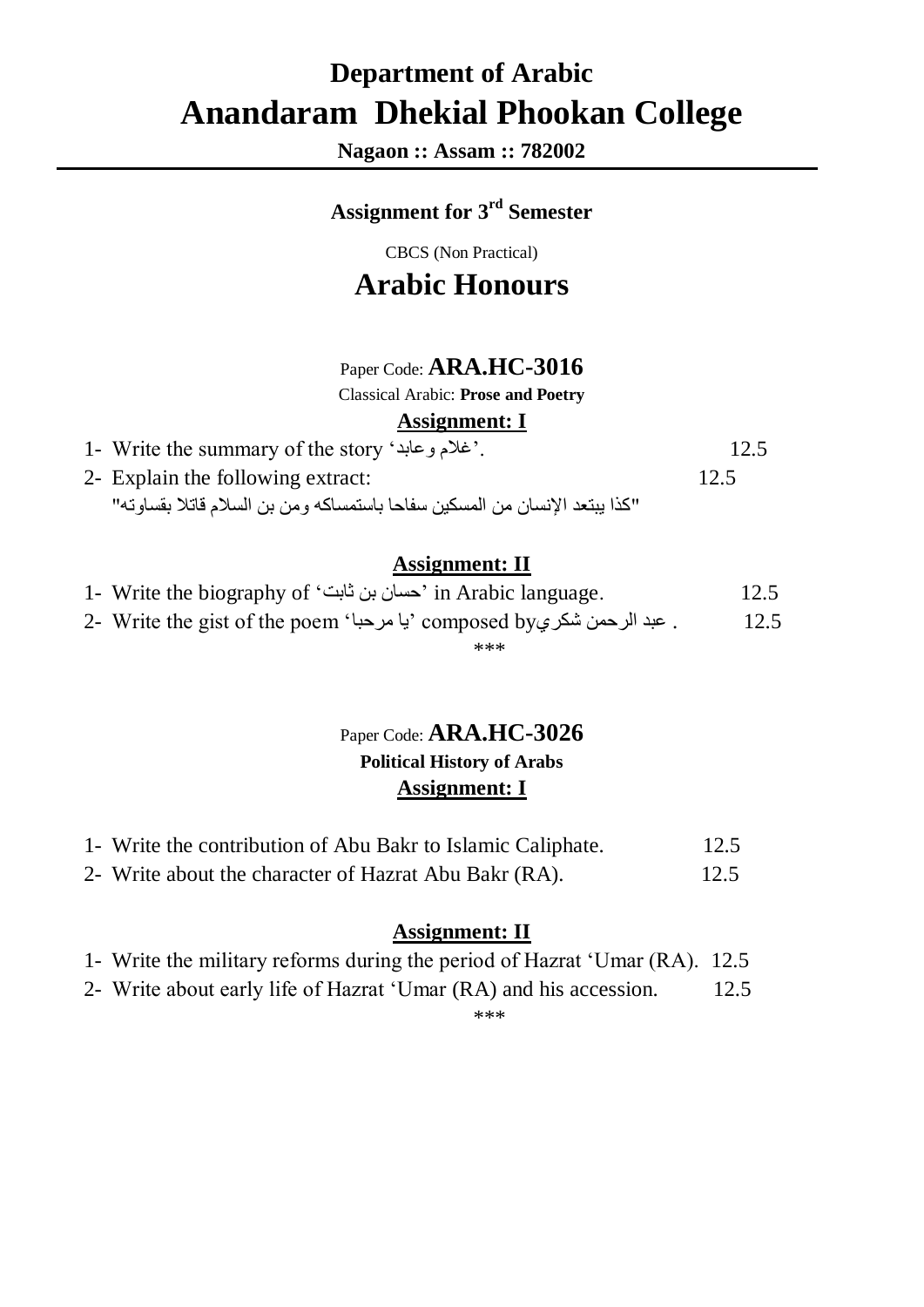# Department of Arabic

# Anandaram Dhekial Phookan College

**Nagaon :: Assam :: 782002**

---

## Assignment for 3rd Semester

CBCS (Non Practical)

# Arabic Honours

Paper Code: **ARA.HC-3016**

Classical Arabic: **Prose and Poetry**

**Assignment: I**

1- Write the summary of the story 'غلام وعابد'. 12.5

2- Explain the following extract: 12.5

"كذا يبتعد الإنسان من المسكين سفاحا باستمساكه ومن بن السلام قاتلا بقساوته"

**Assignment: II**

1- Write the biography of 'حسان بن ثابت' in Arabic language. 12.5

2- Write the gist of the poem 'يا مرحبا' composed by عبد الرحمن شكري. 12.5

***

Paper Code: **ARA.HC-3026**

**Political History of Arabs**

**Assignment: I**

1- Write the contribution of Abu Bakr to Islamic Caliphate. 12.5

2- Write about the character of Hazrat Abu Bakr (RA). 12.5

**Assignment: II**

1- Write the military reforms during the period of Hazrat 'Umar (RA). 12.5

2- Write about early life of Hazrat 'Umar (RA) and his accession. 12.5

***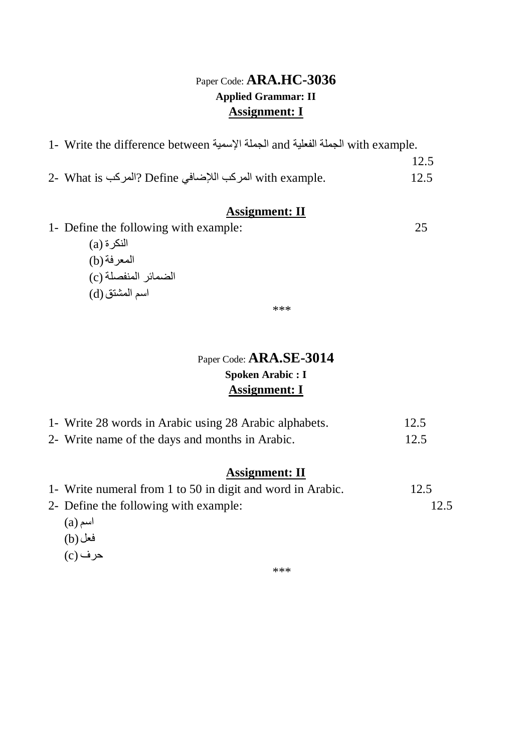Paper Code: **ARA.HC-3036**

**Applied Grammar: II**

**Assignment: I**

1- Write the difference between الجملة الإسمية and الجملة الفعلية with example. 12.5

2- What is المركب? Define المركب اللإضافي with example. 12.5

**Assignment: II**

1- Define the following with example: 25

(a) النكرة

(b) المعرفة

(c) الضمائر المنفصلة

(d) اسم المشتق

***

Paper Code: **ARA.SE-3014**

**Spoken Arabic : I**

**Assignment: I**

1- Write 28 words in Arabic using 28 Arabic alphabets. 12.5

2- Write name of the days and months in Arabic. 12.5

**Assignment: II**

1- Write numeral from 1 to 50 in digit and word in Arabic. 12.5

2- Define the following with example: 12.5

(a) اسم

(b) فعل

(c) حرف

***